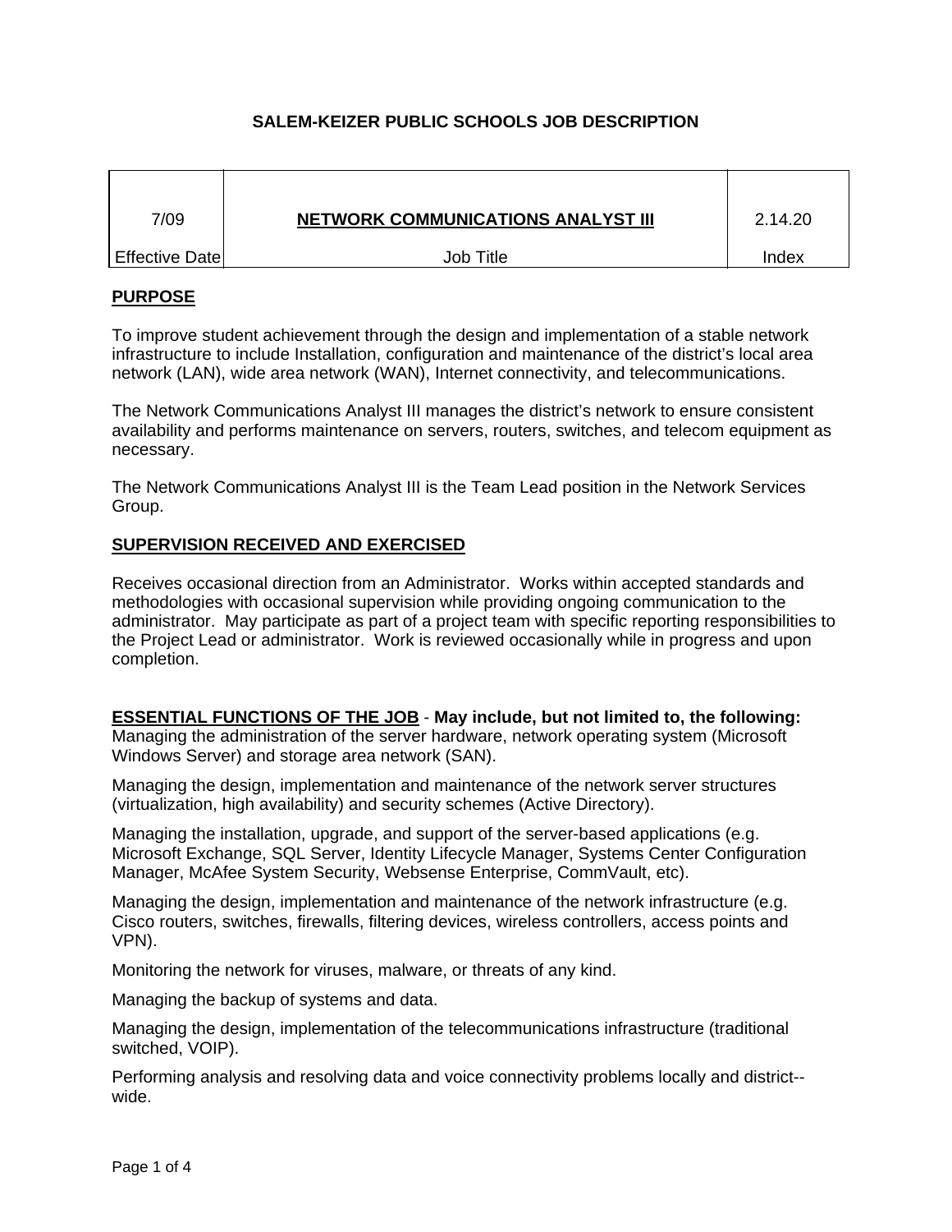# SALEM-KEIZER PUBLIC SCHOOLS JOB DESCRIPTION

| 7/09 | **NETWORK COMMUNICATIONS ANALYST III** | 2.14.20 |
| --- | --- | --- |
| Effective Date | Job Title | Index |

## PURPOSE

To improve student achievement through the design and implementation of a stable network infrastructure to include Installation, configuration and maintenance of the district's local area network (LAN), wide area network (WAN), Internet connectivity, and telecommunications.

The Network Communications Analyst III manages the district's network to ensure consistent availability and performs maintenance on servers, routers, switches, and telecom equipment as necessary.

The Network Communications Analyst III is the Team Lead position in the Network Services Group.

## SUPERVISION RECEIVED AND EXERCISED

Receives occasional direction from an Administrator. Works within accepted standards and methodologies with occasional supervision while providing ongoing communication to the administrator. May participate as part of a project team with specific reporting responsibilities to the Project Lead or administrator. Work is reviewed occasionally while in progress and upon completion.

## ESSENTIAL FUNCTIONS OF THE JOB - **May include, but not limited to, the following:**

Managing the administration of the server hardware, network operating system (Microsoft Windows Server) and storage area network (SAN).

Managing the design, implementation and maintenance of the network server structures (virtualization, high availability) and security schemes (Active Directory).

Managing the installation, upgrade, and support of the server-based applications (e.g. Microsoft Exchange, SQL Server, Identity Lifecycle Manager, Systems Center Configuration Manager, McAfee System Security, Websense Enterprise, CommVault, etc).

Managing the design, implementation and maintenance of the network infrastructure (e.g. Cisco routers, switches, firewalls, filtering devices, wireless controllers, access points and VPN).

Monitoring the network for viruses, malware, or threats of any kind.

Managing the backup of systems and data.

Managing the design, implementation of the telecommunications infrastructure (traditional switched, VOIP).

Performing analysis and resolving data and voice connectivity problems locally and district--wide.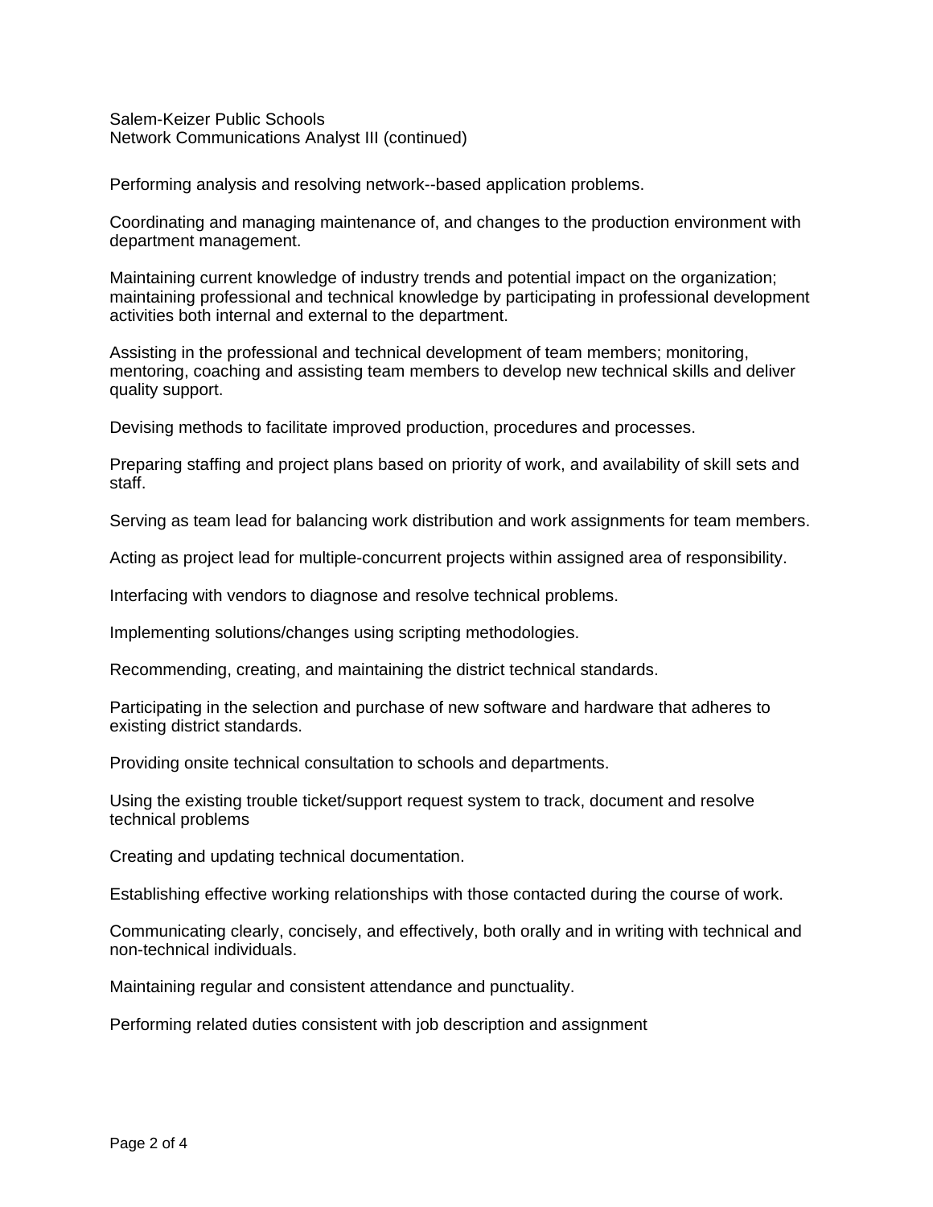Performing analysis and resolving network--based application problems.

Coordinating and managing maintenance of, and changes to the production environment with department management.

Maintaining current knowledge of industry trends and potential impact on the organization; maintaining professional and technical knowledge by participating in professional development activities both internal and external to the department.

Assisting in the professional and technical development of team members; monitoring, mentoring, coaching and assisting team members to develop new technical skills and deliver quality support.

Devising methods to facilitate improved production, procedures and processes.

Preparing staffing and project plans based on priority of work, and availability of skill sets and staff.

Serving as team lead for balancing work distribution and work assignments for team members.

Acting as project lead for multiple-concurrent projects within assigned area of responsibility.

Interfacing with vendors to diagnose and resolve technical problems.

Implementing solutions/changes using scripting methodologies.

Recommending, creating, and maintaining the district technical standards.

Participating in the selection and purchase of new software and hardware that adheres to existing district standards.

Providing onsite technical consultation to schools and departments.

Using the existing trouble ticket/support request system to track, document and resolve technical problems

Creating and updating technical documentation.

Establishing effective working relationships with those contacted during the course of work.

Communicating clearly, concisely, and effectively, both orally and in writing with technical and non-technical individuals.

Maintaining regular and consistent attendance and punctuality.

Performing related duties consistent with job description and assignment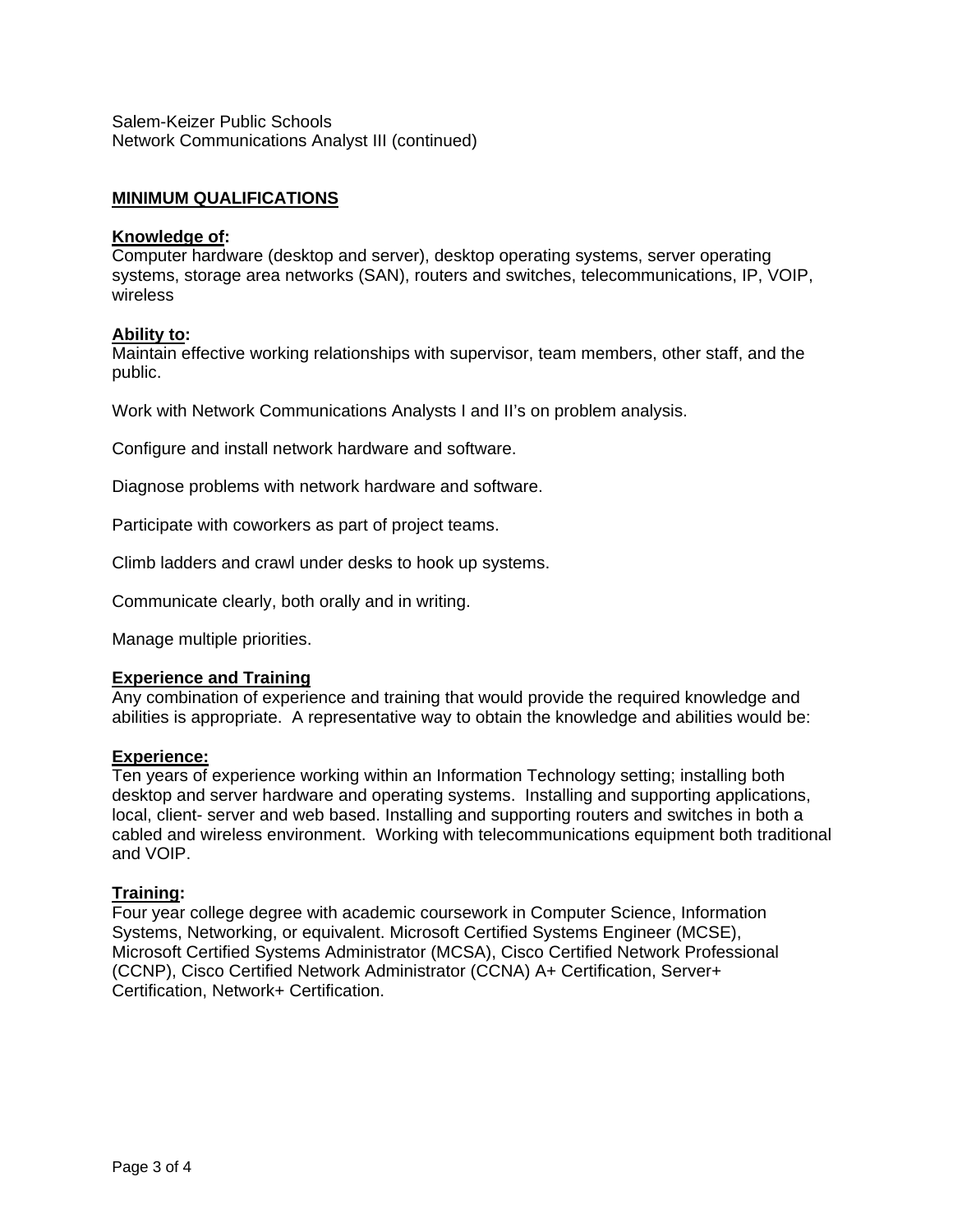## MINIMUM QUALIFICATIONS

### Knowledge of:

Computer hardware (desktop and server), desktop operating systems, server operating systems, storage area networks (SAN), routers and switches, telecommunications, IP, VOIP, wireless

### Ability to:

Maintain effective working relationships with supervisor, team members, other staff, and the public.

Work with Network Communications Analysts I and II's on problem analysis.

Configure and install network hardware and software.

Diagnose problems with network hardware and software.

Participate with coworkers as part of project teams.

Climb ladders and crawl under desks to hook up systems.

Communicate clearly, both orally and in writing.

Manage multiple priorities.

### Experience and Training

Any combination of experience and training that would provide the required knowledge and abilities is appropriate. A representative way to obtain the knowledge and abilities would be:

### Experience:

Ten years of experience working within an Information Technology setting; installing both desktop and server hardware and operating systems. Installing and supporting applications, local, client- server and web based. Installing and supporting routers and switches in both a cabled and wireless environment. Working with telecommunications equipment both traditional and VOIP.

### Training:

Four year college degree with academic coursework in Computer Science, Information Systems, Networking, or equivalent. Microsoft Certified Systems Engineer (MCSE), Microsoft Certified Systems Administrator (MCSA), Cisco Certified Network Professional (CCNP), Cisco Certified Network Administrator (CCNA) A+ Certification, Server+ Certification, Network+ Certification.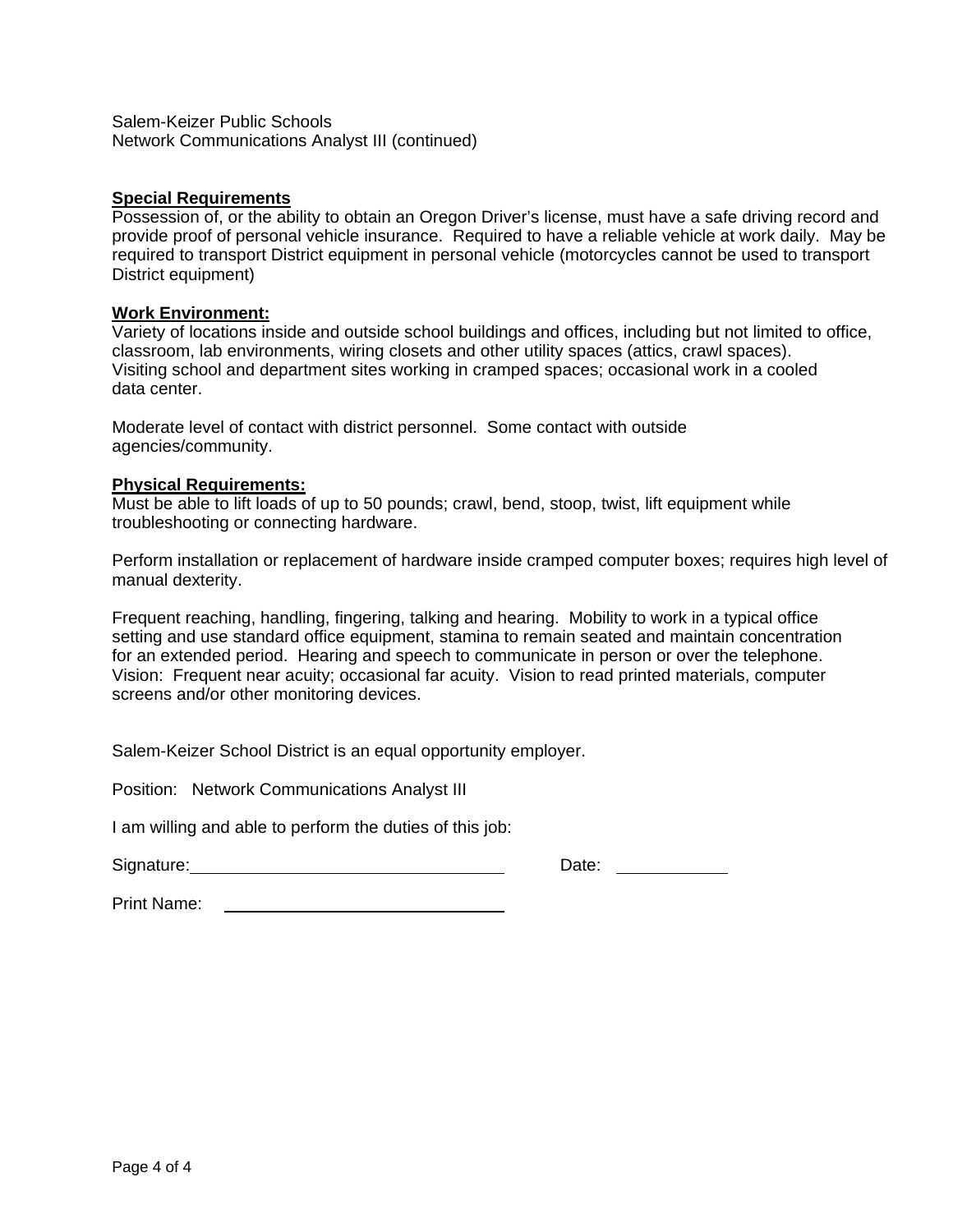Salem-Keizer Public Schools
Network Communications Analyst III (continued)

**Special Requirements**

Possession of, or the ability to obtain an Oregon Driver's license, must have a safe driving record and provide proof of personal vehicle insurance. Required to have a reliable vehicle at work daily. May be required to transport District equipment in personal vehicle (motorcycles cannot be used to transport District equipment)

**Work Environment:**

Variety of locations inside and outside school buildings and offices, including but not limited to office, classroom, lab environments, wiring closets and other utility spaces (attics, crawl spaces). Visiting school and department sites working in cramped spaces; occasional work in a cooled data center.

Moderate level of contact with district personnel. Some contact with outside agencies/community.

**Physical Requirements:**

Must be able to lift loads of up to 50 pounds; crawl, bend, stoop, twist, lift equipment while troubleshooting or connecting hardware.

Perform installation or replacement of hardware inside cramped computer boxes; requires high level of manual dexterity.

Frequent reaching, handling, fingering, talking and hearing. Mobility to work in a typical office setting and use standard office equipment, stamina to remain seated and maintain concentration for an extended period. Hearing and speech to communicate in person or over the telephone. Vision: Frequent near acuity; occasional far acuity. Vision to read printed materials, computer screens and/or other monitoring devices.

Salem-Keizer School District is an equal opportunity employer.

Position: Network Communications Analyst III

I am willing and able to perform the duties of this job:

Signature: ______________________________ Date: ____________

Print Name: ______________________________